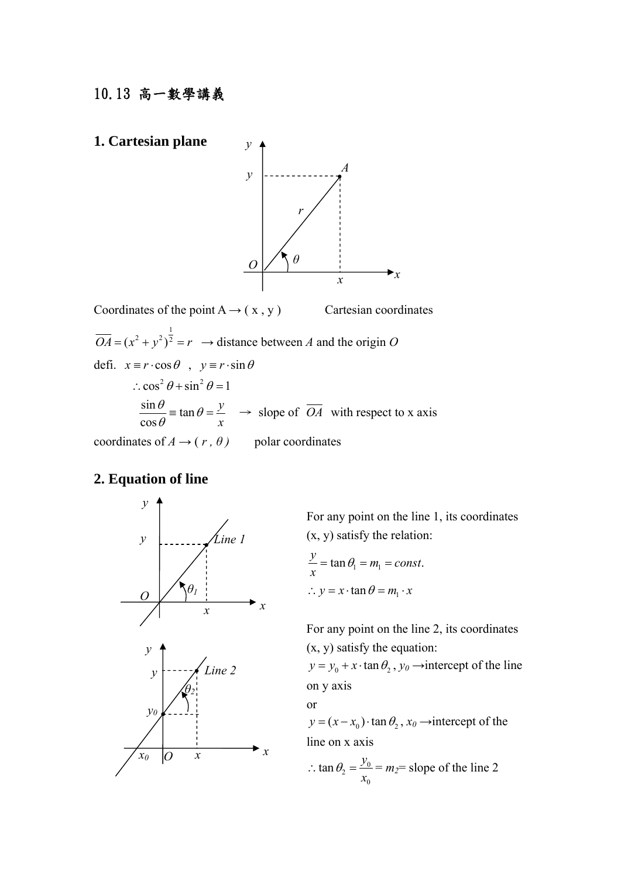# 10.13 高一數學講義

## 1. Cartesian plane

Coordinates of the point A → ( x , y )      Cartesian coordinates

$\overline{OA} = (x^2 + y^2)^{\frac{1}{2}} = r$ → distance between *A* and the origin *O*

defi. $x \equiv r \cdot \cos\theta$ , $y \equiv r \cdot \sin\theta$

$\therefore \cos^2\theta + \sin^2\theta = 1$

$\frac{\sin\theta}{\cos\theta} \equiv \tan\theta = \frac{y}{x}$ → slope of $\overline{OA}$ with respect to x axis

coordinates of *A* → ( *r* , *θ* )      polar coordinates

## 2. Equation of line

For any point on the line 1, its coordinates (x, y) satisfy the relation:

$\frac{y}{x} = \tan\theta_1 = m_1 = const.$

$\therefore y = x \cdot \tan\theta = m_1 \cdot x$

For any point on the line 2, its coordinates (x, y) satisfy the equation:

$y = y_0 + x \cdot \tan\theta_2$ , $y_0$ →intercept of the line on y axis

or

$y = (x - x_0) \cdot \tan\theta_2$ , $x_0$ →intercept of the line on x axis

$\therefore \tan\theta_2 = \frac{y_0}{x_0} = m_2$ = slope of the line 2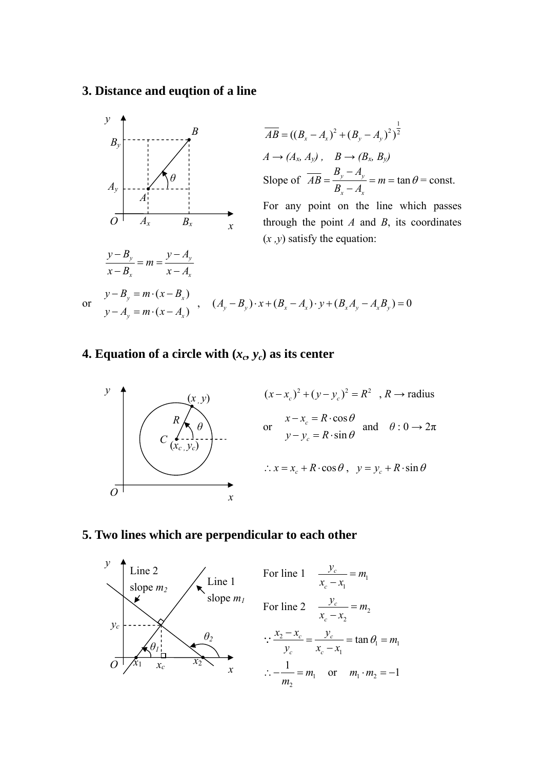### 3. Distance and euqtion of a line

$$\overline{AB} = ((B_x - A_x)^2 + (B_y - A_y)^2)^{\frac{1}{2}}$$

$A \rightarrow (A_x, A_y)$ , $B \rightarrow (B_x, B_y)$

Slope of $\overline{AB} = \dfrac{B_y - A_y}{B_x - A_x} = m = \tan\theta = \text{const.}$

For any point on the line which passes through the point $A$ and $B$, its coordinates $(x, y)$ satisfy the equation:

$$\frac{y - B_y}{x - B_x} = m = \frac{y - A_y}{x - A_x}$$

or
$$y - B_y = m \cdot (x - B_x)$$
$$y - A_y = m \cdot (x - A_x)$$
, $(A_y - B_y) \cdot x + (B_x - A_x) \cdot y + (B_x A_y - A_x B_y) = 0$

### 4. Equation of a circle with $(x_c, y_c)$ as its center

$(x - x_c)^2 + (y - y_c)^2 = R^2$ , $R \rightarrow$ radius

or
$$x - x_c = R \cdot \cos\theta$$
$$y - y_c = R \cdot \sin\theta$$
and $\theta : 0 \rightarrow 2\pi$

$$\therefore x = x_c + R \cdot \cos\theta , \quad y = y_c + R \cdot \sin\theta$$

### 5. Two lines which are perpendicular to each other

For line 1 $\quad \dfrac{y_c}{x_c - x_1} = m_1$

For line 2 $\quad \dfrac{y_c}{x_c - x_2} = m_2$

$$\because \frac{x_2 - x_c}{y_c} = \frac{y_c}{x_c - x_1} = \tan\theta_1 = m_1$$

$$\therefore -\frac{1}{m_2} = m_1 \quad \text{or} \quad m_1 \cdot m_2 = -1$$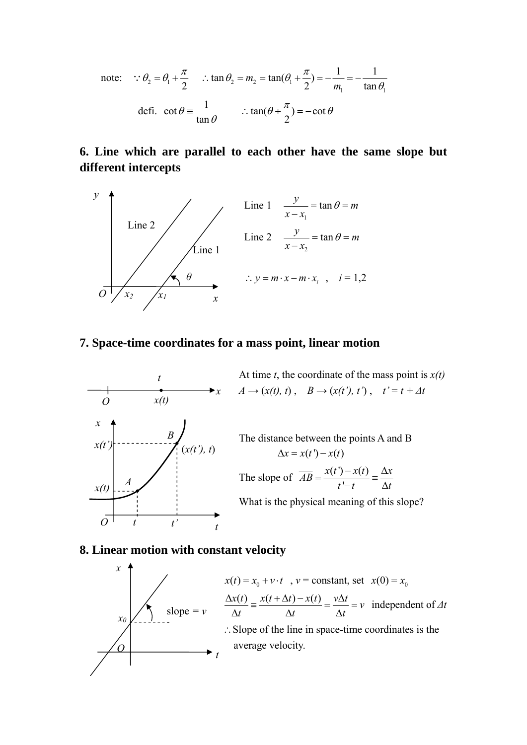note: $\because \theta_2 = \theta_1 + \frac{\pi}{2} \quad \therefore \tan\theta_2 = m_2 = \tan(\theta_1 + \frac{\pi}{2}) = -\frac{1}{m_1} = -\frac{1}{\tan\theta_1}$

defi. $\cot\theta \equiv \frac{1}{\tan\theta} \qquad \therefore \tan(\theta + \frac{\pi}{2}) = -\cot\theta$

**6. Line which are parallel to each other have the same slope but different intercepts**

Line 1 $\quad \frac{y}{x - x_1} = \tan\theta = m$

Line 2 $\quad \frac{y}{x - x_2} = \tan\theta = m$

$\therefore y = m \cdot x - m \cdot x_i \quad , \quad i = 1,2$

**7. Space-time coordinates for a mass point, linear motion**

At time $t$, the coordinate of the mass point is $x(t)$

$A \rightarrow (x(t), t)$ , $\quad B \rightarrow (x(t'), t')$ , $\quad t' = t + \Delta t$

The distance between the points A and B

$$\Delta x = x(t') - x(t)$$

The slope of $\overline{AB} = \frac{x(t') - x(t)}{t' - t} \equiv \frac{\Delta x}{\Delta t}$

What is the physical meaning of this slope?

**8. Linear motion with constant velocity**

$x(t) = x_0 + v \cdot t$ , $v$ = constant, set $x(0) = x_0$

$\frac{\Delta x(t)}{\Delta t} \equiv \frac{x(t + \Delta t) - x(t)}{\Delta t} = \frac{v \Delta t}{\Delta t} = v$ independent of $\Delta t$

$\therefore$ Slope of the line in space-time coordinates is the average velocity.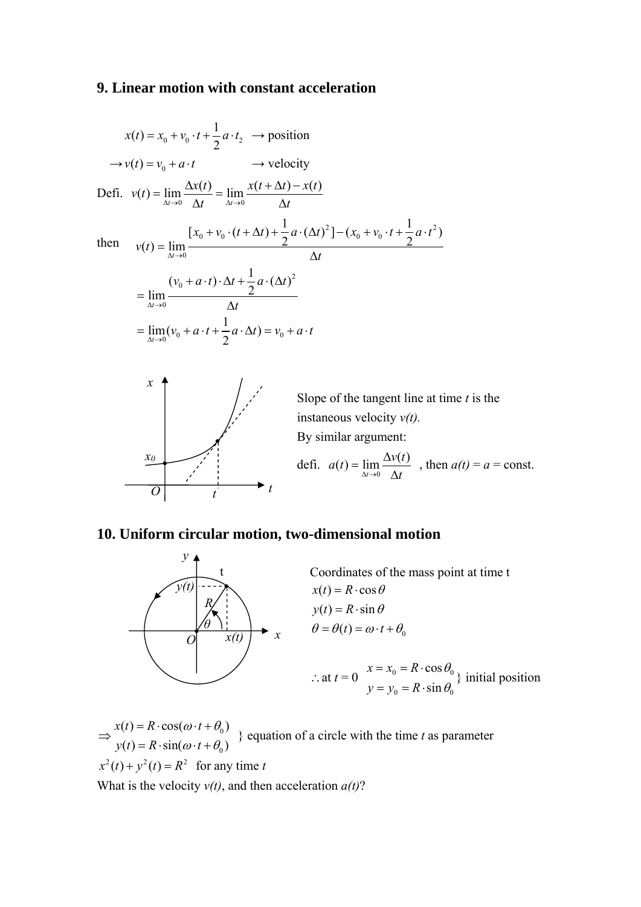## 9. Linear motion with constant acceleration

$$x(t) = x_0 + v_0 \cdot t + \frac{1}{2} a \cdot t_2 \quad \to \text{position}$$

$$\to v(t) = v_0 + a \cdot t \quad \to \text{velocity}$$

Defi. $v(t) = \lim_{\Delta t \to 0} \frac{\Delta x(t)}{\Delta t} = \lim_{\Delta t \to 0} \frac{x(t+\Delta t) - x(t)}{\Delta t}$

then $v(t) = \lim_{\Delta t \to 0} \frac{[x_0 + v_0 \cdot (t + \Delta t) + \frac{1}{2} a \cdot (\Delta t)^2] - (x_0 + v_0 \cdot t + \frac{1}{2} a \cdot t^2)}{\Delta t}$

$$= \lim_{\Delta t \to 0} \frac{(v_0 + a \cdot t) \cdot \Delta t + \frac{1}{2} a \cdot (\Delta t)^2}{\Delta t}$$

$$= \lim_{\Delta t \to 0} (v_0 + a \cdot t + \frac{1}{2} a \cdot \Delta t) = v_0 + a \cdot t$$

x

$x_0$

O

t

t

Slope of the tangent line at time *t* is the instaneous velocity *v(t).*

By similar argument:

defi. $a(t) = \lim_{\Delta t \to 0} \frac{\Delta v(t)}{\Delta t}$ , then *a(t)* = *a* = const.

## 10. Uniform circular motion, two-dimensional motion

y

t

y(t)

R

θ

O

x(t)

x

Coordinates of the mass point at time t

$x(t) = R \cdot \cos\theta$

$y(t) = R \cdot \sin\theta$

$\theta = \theta(t) = \omega \cdot t + \theta_0$

$\therefore$ at $t = 0$ $\left. \begin{array}{l} x = x_0 = R \cdot \cos\theta_0 \\ y = y_0 = R \cdot \sin\theta_0 \end{array} \right\}$ initial position

$\Rightarrow \left. \begin{array}{l} x(t) = R \cdot \cos(\omega \cdot t + \theta_0) \\ y(t) = R \cdot \sin(\omega \cdot t + \theta_0) \end{array} \right\}$ equation of a circle with the time *t* as parameter

$x^2(t) + y^2(t) = R^2$ for any time *t*

What is the velocity *v(t)*, and then acceleration *a(t)*?